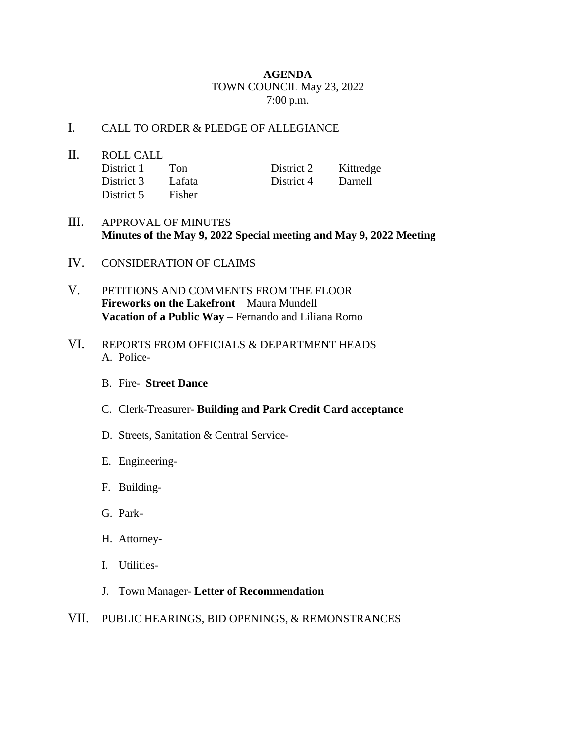**AGENDA**

TOWN COUNCIL May 23, 2022

7:00 p.m.

I. CALL TO ORDER & PLEDGE OF ALLEGIANCE

II. ROLL CALL

| | | | |
|---|---|---|---|
| District 1 | Ton | District 2 | Kittredge |
| District 3 | Lafata | District 4 | Darnell |
| District 5 | Fisher | | |

III. APPROVAL OF MINUTES
**Minutes of the May 9, 2022 Special meeting and May 9, 2022 Meeting**

IV. CONSIDERATION OF CLAIMS

V. PETITIONS AND COMMENTS FROM THE FLOOR
**Fireworks on the Lakefront** – Maura Mundell
**Vacation of a Public Way** – Fernando and Liliana Romo

VI. REPORTS FROM OFFICIALS & DEPARTMENT HEADS

A. Police-

B. Fire- **Street Dance**

C. Clerk-Treasurer- **Building and Park Credit Card acceptance**

D. Streets, Sanitation & Central Service-

E. Engineering-

F. Building-

G. Park-

H. Attorney-

I. Utilities-

J. Town Manager- **Letter of Recommendation**

VII. PUBLIC HEARINGS, BID OPENINGS, & REMONSTRANCES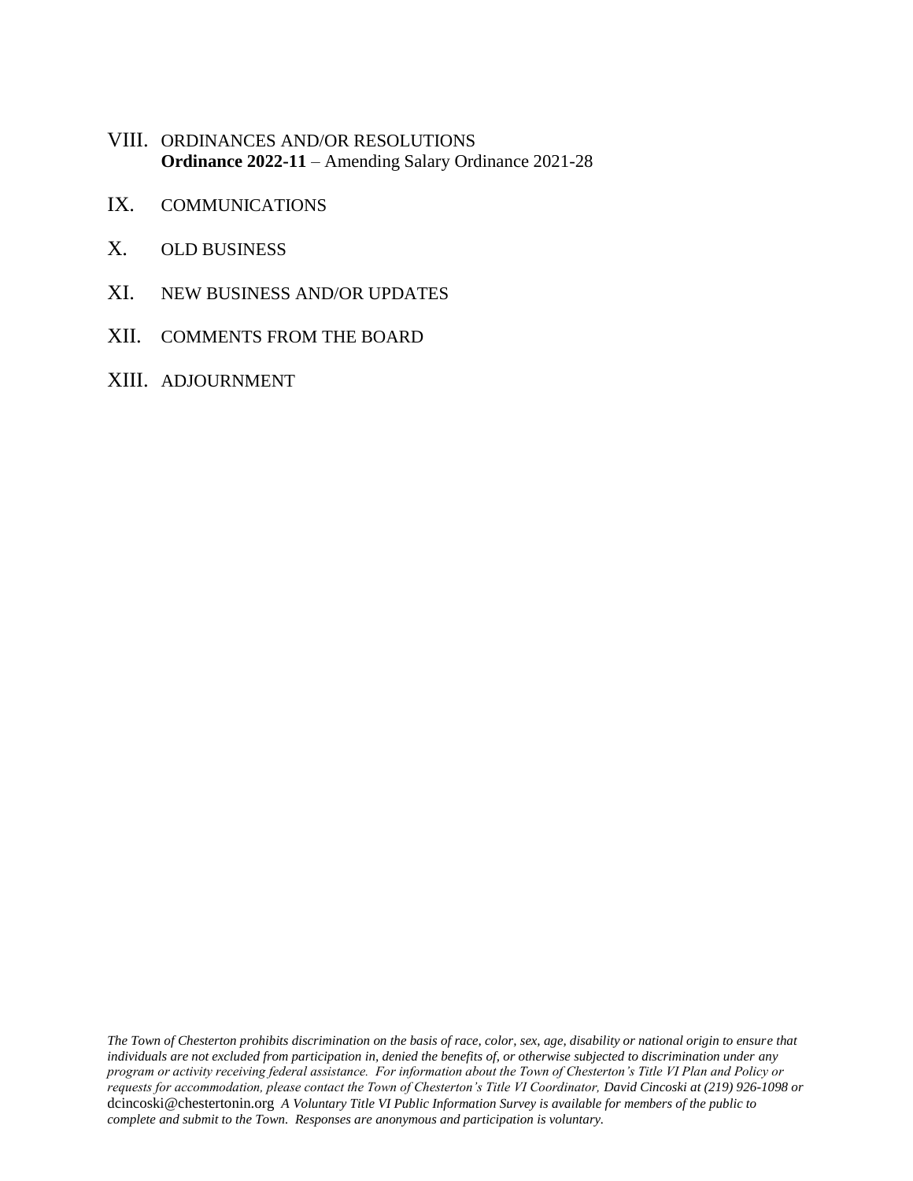VIII. ORDINANCES AND/OR RESOLUTIONS
**Ordinance 2022-11** – Amending Salary Ordinance 2021-28

IX. COMMUNICATIONS

X. OLD BUSINESS

XI. NEW BUSINESS AND/OR UPDATES

XII. COMMENTS FROM THE BOARD

XIII. ADJOURNMENT

*The Town of Chesterton prohibits discrimination on the basis of race, color, sex, age, disability or national origin to ensure that individuals are not excluded from participation in, denied the benefits of, or otherwise subjected to discrimination under any program or activity receiving federal assistance. For information about the Town of Chesterton's Title VI Plan and Policy or requests for accommodation, please contact the Town of Chesterton's Title VI Coordinator, David Cincoski at (219) 926-1098 or* dcincoski@chestertonin.org *A Voluntary Title VI Public Information Survey is available for members of the public to complete and submit to the Town. Responses are anonymous and participation is voluntary.*